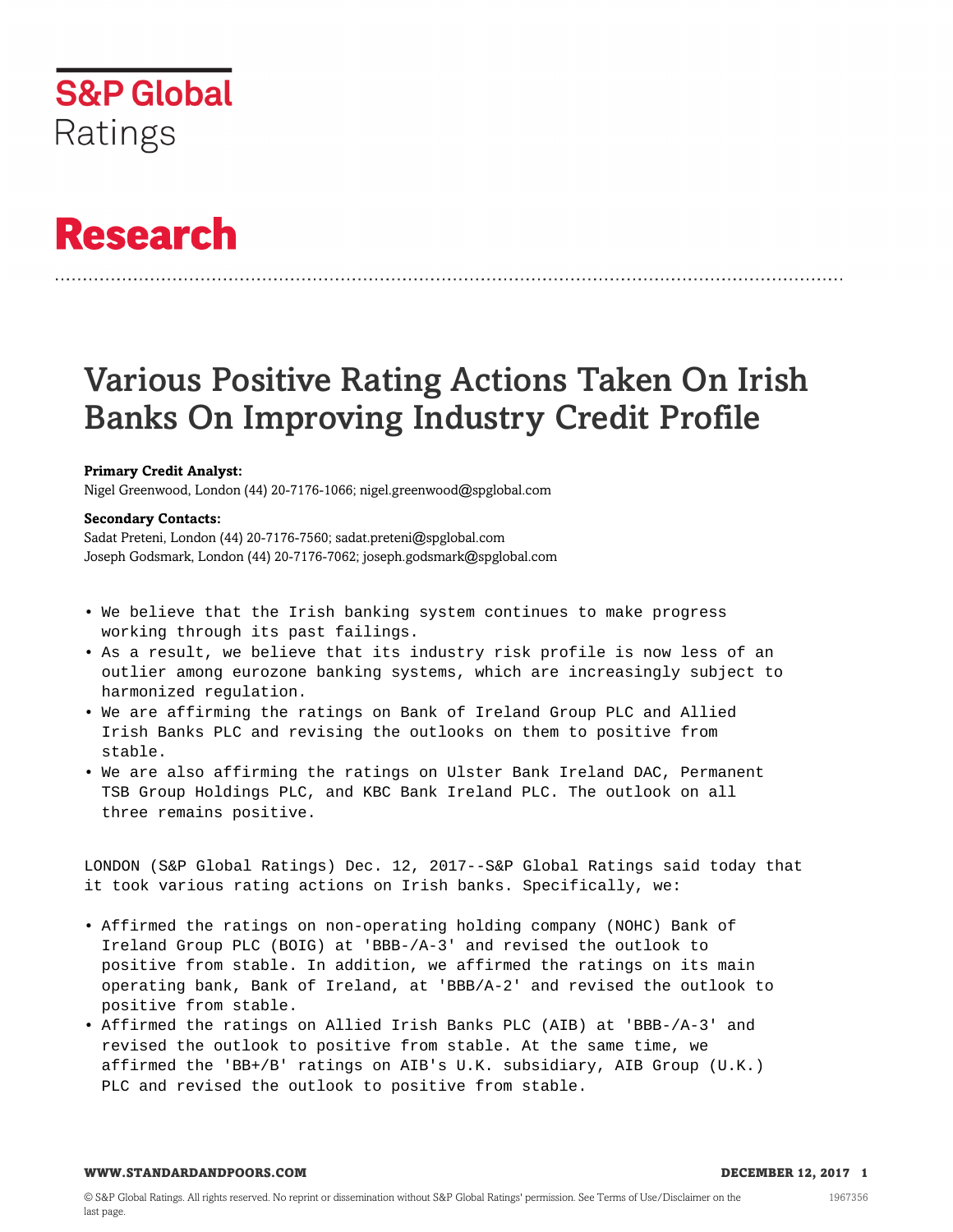S&P Global Ratings

# Research

## Various Positive Rating Actions Taken On Irish Banks On Improving Industry Credit Profile

**Primary Credit Analyst:**
Nigel Greenwood, London (44) 20-7176-1066; nigel.greenwood@spglobal.com

**Secondary Contacts:**
Sadat Preteni, London (44) 20-7176-7560; sadat.preteni@spglobal.com
Joseph Godsmark, London (44) 20-7176-7062; joseph.godsmark@spglobal.com

- We believe that the Irish banking system continues to make progress working through its past failings.
- As a result, we believe that its industry risk profile is now less of an outlier among eurozone banking systems, which are increasingly subject to harmonized regulation.
- We are affirming the ratings on Bank of Ireland Group PLC and Allied Irish Banks PLC and revising the outlooks on them to positive from stable.
- We are also affirming the ratings on Ulster Bank Ireland DAC, Permanent TSB Group Holdings PLC, and KBC Bank Ireland PLC. The outlook on all three remains positive.

LONDON (S&P Global Ratings) Dec. 12, 2017--S&P Global Ratings said today that it took various rating actions on Irish banks. Specifically, we:

- Affirmed the ratings on non-operating holding company (NOHC) Bank of Ireland Group PLC (BOIG) at 'BBB-/A-3' and revised the outlook to positive from stable. In addition, we affirmed the ratings on its main operating bank, Bank of Ireland, at 'BBB/A-2' and revised the outlook to positive from stable.
- Affirmed the ratings on Allied Irish Banks PLC (AIB) at 'BBB-/A-3' and revised the outlook to positive from stable. At the same time, we affirmed the 'BB+/B' ratings on AIB's U.K. subsidiary, AIB Group (U.K.) PLC and revised the outlook to positive from stable.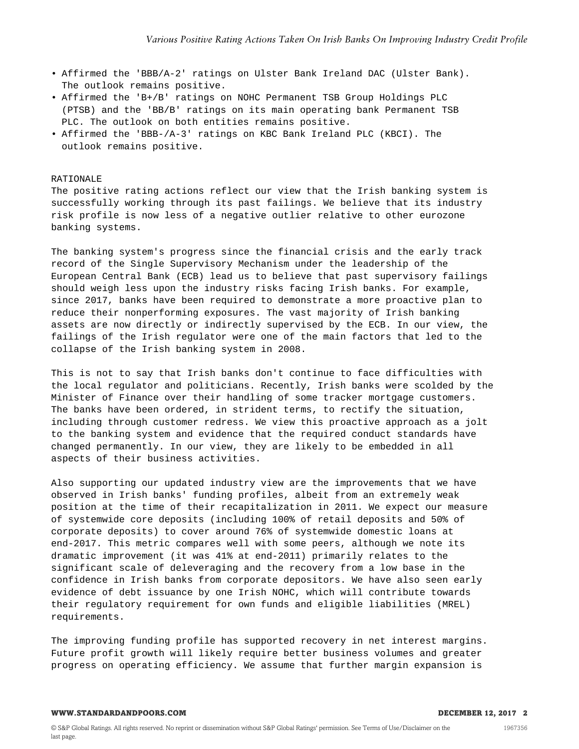- Affirmed the 'BBB/A-2' ratings on Ulster Bank Ireland DAC (Ulster Bank). The outlook remains positive.
- Affirmed the 'B+/B' ratings on NOHC Permanent TSB Group Holdings PLC (PTSB) and the 'BB/B' ratings on its main operating bank Permanent TSB PLC. The outlook on both entities remains positive.
- Affirmed the 'BBB-/A-3' ratings on KBC Bank Ireland PLC (KBCI). The outlook remains positive.

## RATIONALE

The positive rating actions reflect our view that the Irish banking system is successfully working through its past failings. We believe that its industry risk profile is now less of a negative outlier relative to other eurozone banking systems.

The banking system's progress since the financial crisis and the early track record of the Single Supervisory Mechanism under the leadership of the European Central Bank (ECB) lead us to believe that past supervisory failings should weigh less upon the industry risks facing Irish banks. For example, since 2017, banks have been required to demonstrate a more proactive plan to reduce their nonperforming exposures. The vast majority of Irish banking assets are now directly or indirectly supervised by the ECB. In our view, the failings of the Irish regulator were one of the main factors that led to the collapse of the Irish banking system in 2008.

This is not to say that Irish banks don't continue to face difficulties with the local regulator and politicians. Recently, Irish banks were scolded by the Minister of Finance over their handling of some tracker mortgage customers. The banks have been ordered, in strident terms, to rectify the situation, including through customer redress. We view this proactive approach as a jolt to the banking system and evidence that the required conduct standards have changed permanently. In our view, they are likely to be embedded in all aspects of their business activities.

Also supporting our updated industry view are the improvements that we have observed in Irish banks' funding profiles, albeit from an extremely weak position at the time of their recapitalization in 2011. We expect our measure of systemwide core deposits (including 100% of retail deposits and 50% of corporate deposits) to cover around 76% of systemwide domestic loans at end-2017. This metric compares well with some peers, although we note its dramatic improvement (it was 41% at end-2011) primarily relates to the significant scale of deleveraging and the recovery from a low base in the confidence in Irish banks from corporate depositors. We have also seen early evidence of debt issuance by one Irish NOHC, which will contribute towards their regulatory requirement for own funds and eligible liabilities (MREL) requirements.

The improving funding profile has supported recovery in net interest margins. Future profit growth will likely require better business volumes and greater progress on operating efficiency. We assume that further margin expansion is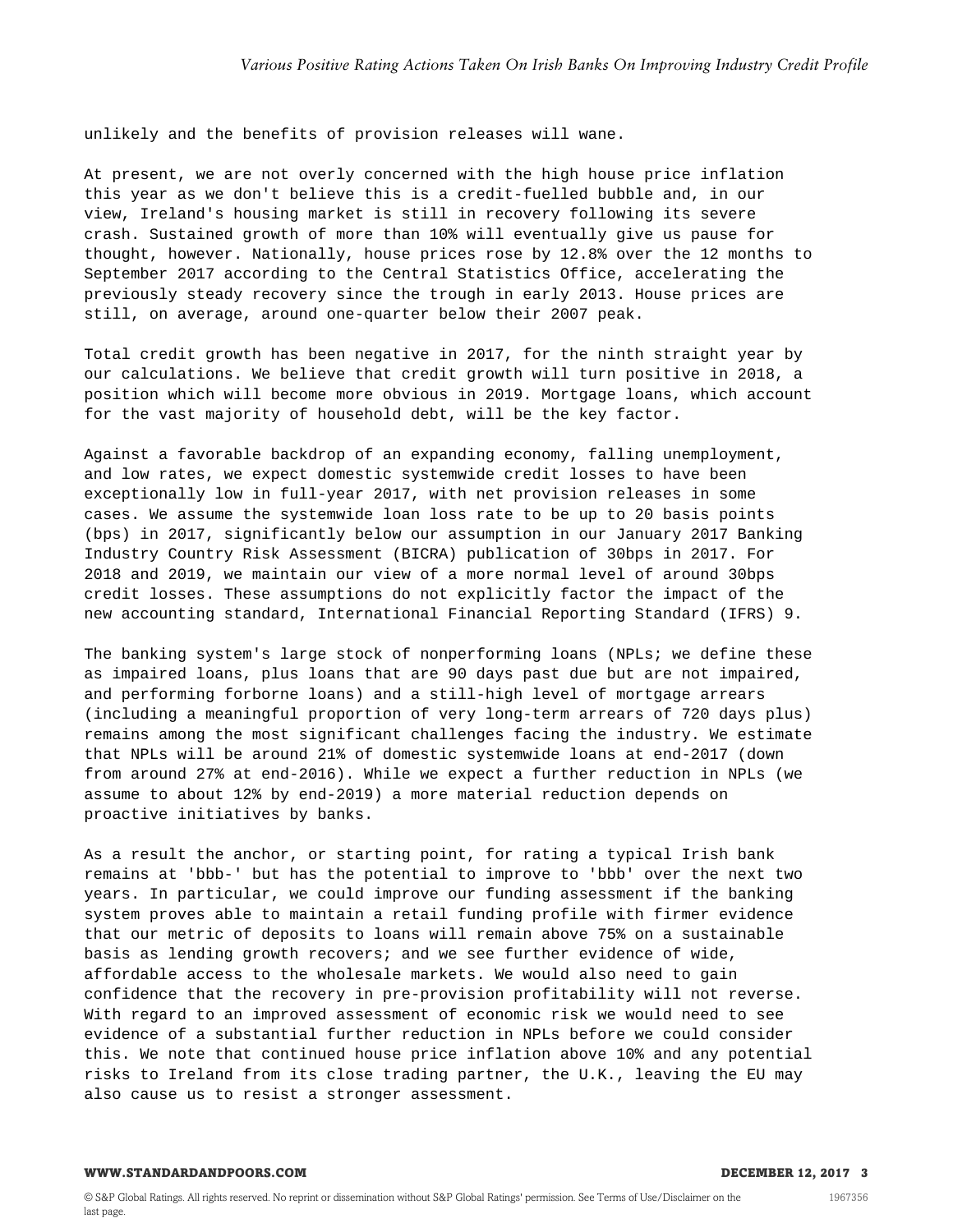unlikely and the benefits of provision releases will wane.

At present, we are not overly concerned with the high house price inflation this year as we don't believe this is a credit-fuelled bubble and, in our view, Ireland's housing market is still in recovery following its severe crash. Sustained growth of more than 10% will eventually give us pause for thought, however. Nationally, house prices rose by 12.8% over the 12 months to September 2017 according to the Central Statistics Office, accelerating the previously steady recovery since the trough in early 2013. House prices are still, on average, around one-quarter below their 2007 peak.

Total credit growth has been negative in 2017, for the ninth straight year by our calculations. We believe that credit growth will turn positive in 2018, a position which will become more obvious in 2019. Mortgage loans, which account for the vast majority of household debt, will be the key factor.

Against a favorable backdrop of an expanding economy, falling unemployment, and low rates, we expect domestic systemwide credit losses to have been exceptionally low in full-year 2017, with net provision releases in some cases. We assume the systemwide loan loss rate to be up to 20 basis points (bps) in 2017, significantly below our assumption in our January 2017 Banking Industry Country Risk Assessment (BICRA) publication of 30bps in 2017. For 2018 and 2019, we maintain our view of a more normal level of around 30bps credit losses. These assumptions do not explicitly factor the impact of the new accounting standard, International Financial Reporting Standard (IFRS) 9.

The banking system's large stock of nonperforming loans (NPLs; we define these as impaired loans, plus loans that are 90 days past due but are not impaired, and performing forborne loans) and a still-high level of mortgage arrears (including a meaningful proportion of very long-term arrears of 720 days plus) remains among the most significant challenges facing the industry. We estimate that NPLs will be around 21% of domestic systemwide loans at end-2017 (down from around 27% at end-2016). While we expect a further reduction in NPLs (we assume to about 12% by end-2019) a more material reduction depends on proactive initiatives by banks.

As a result the anchor, or starting point, for rating a typical Irish bank remains at 'bbb-' but has the potential to improve to 'bbb' over the next two years. In particular, we could improve our funding assessment if the banking system proves able to maintain a retail funding profile with firmer evidence that our metric of deposits to loans will remain above 75% on a sustainable basis as lending growth recovers; and we see further evidence of wide, affordable access to the wholesale markets. We would also need to gain confidence that the recovery in pre-provision profitability will not reverse. With regard to an improved assessment of economic risk we would need to see evidence of a substantial further reduction in NPLs before we could consider this. We note that continued house price inflation above 10% and any potential risks to Ireland from its close trading partner, the U.K., leaving the EU may also cause us to resist a stronger assessment.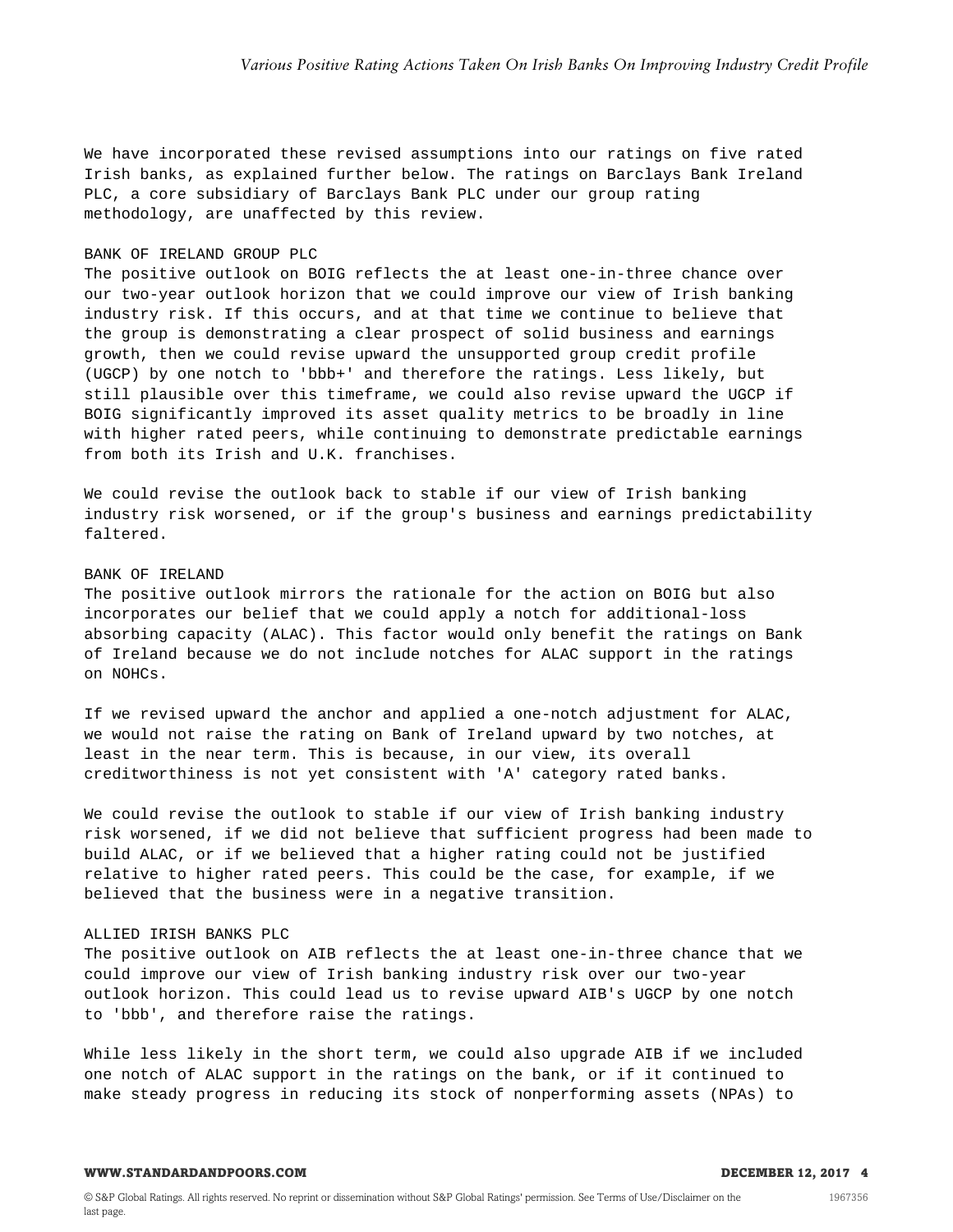We have incorporated these revised assumptions into our ratings on five rated Irish banks, as explained further below. The ratings on Barclays Bank Ireland PLC, a core subsidiary of Barclays Bank PLC under our group rating methodology, are unaffected by this review.

### BANK OF IRELAND GROUP PLC

The positive outlook on BOIG reflects the at least one-in-three chance over our two-year outlook horizon that we could improve our view of Irish banking industry risk. If this occurs, and at that time we continue to believe that the group is demonstrating a clear prospect of solid business and earnings growth, then we could revise upward the unsupported group credit profile (UGCP) by one notch to 'bbb+' and therefore the ratings. Less likely, but still plausible over this timeframe, we could also revise upward the UGCP if BOIG significantly improved its asset quality metrics to be broadly in line with higher rated peers, while continuing to demonstrate predictable earnings from both its Irish and U.K. franchises.

We could revise the outlook back to stable if our view of Irish banking industry risk worsened, or if the group's business and earnings predictability faltered.

### BANK OF IRELAND

The positive outlook mirrors the rationale for the action on BOIG but also incorporates our belief that we could apply a notch for additional-loss absorbing capacity (ALAC). This factor would only benefit the ratings on Bank of Ireland because we do not include notches for ALAC support in the ratings on NOHCs.

If we revised upward the anchor and applied a one-notch adjustment for ALAC, we would not raise the rating on Bank of Ireland upward by two notches, at least in the near term. This is because, in our view, its overall creditworthiness is not yet consistent with 'A' category rated banks.

We could revise the outlook to stable if our view of Irish banking industry risk worsened, if we did not believe that sufficient progress had been made to build ALAC, or if we believed that a higher rating could not be justified relative to higher rated peers. This could be the case, for example, if we believed that the business were in a negative transition.

### ALLIED IRISH BANKS PLC

The positive outlook on AIB reflects the at least one-in-three chance that we could improve our view of Irish banking industry risk over our two-year outlook horizon. This could lead us to revise upward AIB's UGCP by one notch to 'bbb', and therefore raise the ratings.

While less likely in the short term, we could also upgrade AIB if we included one notch of ALAC support in the ratings on the bank, or if it continued to make steady progress in reducing its stock of nonperforming assets (NPAs) to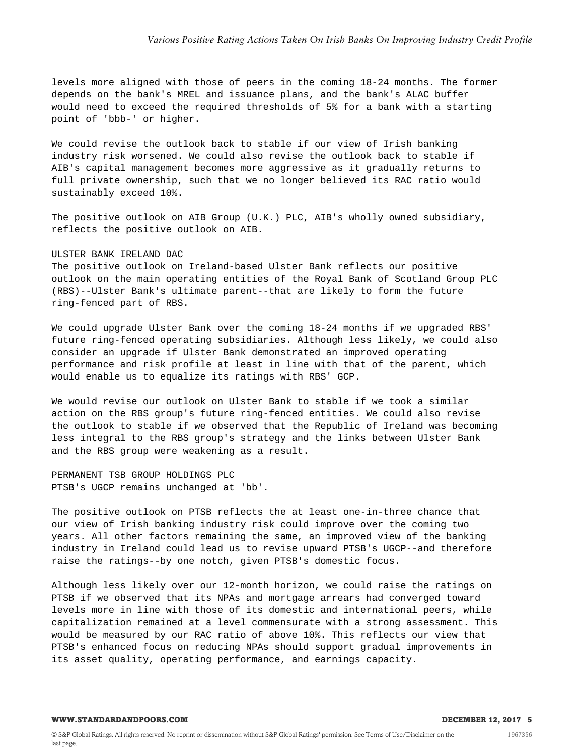levels more aligned with those of peers in the coming 18-24 months. The former depends on the bank's MREL and issuance plans, and the bank's ALAC buffer would need to exceed the required thresholds of 5% for a bank with a starting point of 'bbb-' or higher.

We could revise the outlook back to stable if our view of Irish banking industry risk worsened. We could also revise the outlook back to stable if AIB's capital management becomes more aggressive as it gradually returns to full private ownership, such that we no longer believed its RAC ratio would sustainably exceed 10%.

The positive outlook on AIB Group (U.K.) PLC, AIB's wholly owned subsidiary, reflects the positive outlook on AIB.

ULSTER BANK IRELAND DAC

The positive outlook on Ireland-based Ulster Bank reflects our positive outlook on the main operating entities of the Royal Bank of Scotland Group PLC (RBS)--Ulster Bank's ultimate parent--that are likely to form the future ring-fenced part of RBS.

We could upgrade Ulster Bank over the coming 18-24 months if we upgraded RBS' future ring-fenced operating subsidiaries. Although less likely, we could also consider an upgrade if Ulster Bank demonstrated an improved operating performance and risk profile at least in line with that of the parent, which would enable us to equalize its ratings with RBS' GCP.

We would revise our outlook on Ulster Bank to stable if we took a similar action on the RBS group's future ring-fenced entities. We could also revise the outlook to stable if we observed that the Republic of Ireland was becoming less integral to the RBS group's strategy and the links between Ulster Bank and the RBS group were weakening as a result.

PERMANENT TSB GROUP HOLDINGS PLC

PTSB's UGCP remains unchanged at 'bb'.

The positive outlook on PTSB reflects the at least one-in-three chance that our view of Irish banking industry risk could improve over the coming two years. All other factors remaining the same, an improved view of the banking industry in Ireland could lead us to revise upward PTSB's UGCP--and therefore raise the ratings--by one notch, given PTSB's domestic focus.

Although less likely over our 12-month horizon, we could raise the ratings on PTSB if we observed that its NPAs and mortgage arrears had converged toward levels more in line with those of its domestic and international peers, while capitalization remained at a level commensurate with a strong assessment. This would be measured by our RAC ratio of above 10%. This reflects our view that PTSB's enhanced focus on reducing NPAs should support gradual improvements in its asset quality, operating performance, and earnings capacity.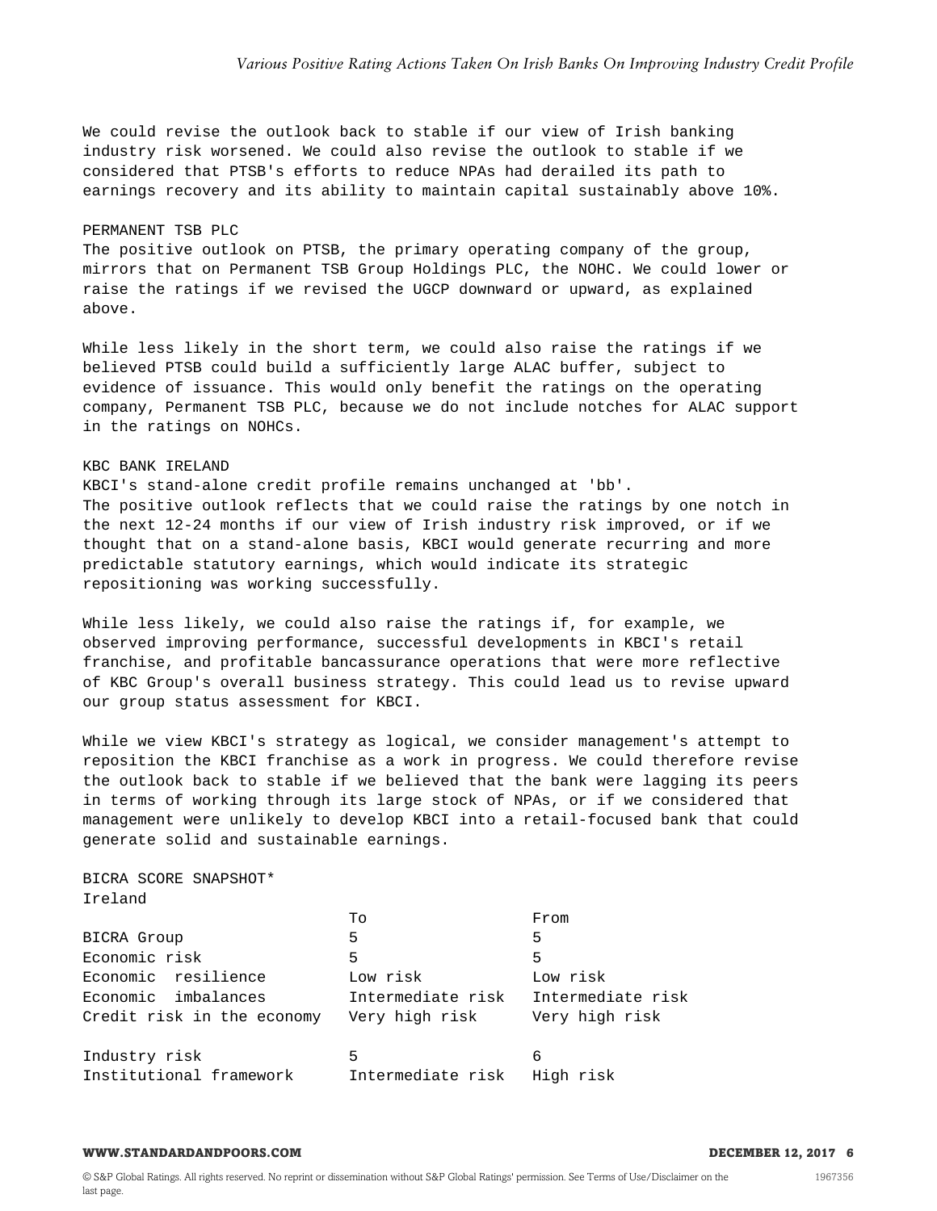We could revise the outlook back to stable if our view of Irish banking industry risk worsened. We could also revise the outlook to stable if we considered that PTSB's efforts to reduce NPAs had derailed its path to earnings recovery and its ability to maintain capital sustainably above 10%.

PERMANENT TSB PLC

The positive outlook on PTSB, the primary operating company of the group, mirrors that on Permanent TSB Group Holdings PLC, the NOHC. We could lower or raise the ratings if we revised the UGCP downward or upward, as explained above.

While less likely in the short term, we could also raise the ratings if we believed PTSB could build a sufficiently large ALAC buffer, subject to evidence of issuance. This would only benefit the ratings on the operating company, Permanent TSB PLC, because we do not include notches for ALAC support in the ratings on NOHCs.

KBC BANK IRELAND

KBCI's stand-alone credit profile remains unchanged at 'bb'.
The positive outlook reflects that we could raise the ratings by one notch in the next 12-24 months if our view of Irish industry risk improved, or if we thought that on a stand-alone basis, KBCI would generate recurring and more predictable statutory earnings, which would indicate its strategic repositioning was working successfully.

While less likely, we could also raise the ratings if, for example, we observed improving performance, successful developments in KBCI's retail franchise, and profitable bancassurance operations that were more reflective of KBC Group's overall business strategy. This could lead us to revise upward our group status assessment for KBCI.

While we view KBCI's strategy as logical, we consider management's attempt to reposition the KBCI franchise as a work in progress. We could therefore revise the outlook back to stable if we believed that the bank were lagging its peers in terms of working through its large stock of NPAs, or if we considered that management were unlikely to develop KBCI into a retail-focused bank that could generate solid and sustainable earnings.

BICRA SCORE SNAPSHOT*

Ireland

| | To | From |
|---|---|---|
| BICRA Group | 5 | 5 |
| Economic risk | 5 | 5 |
| Economic resilience | Low risk | Low risk |
| Economic imbalances | Intermediate risk | Intermediate risk |
| Credit risk in the economy | Very high risk | Very high risk |
| | | |
| Industry risk | 5 | 6 |
| Institutional framework | Intermediate risk | High risk |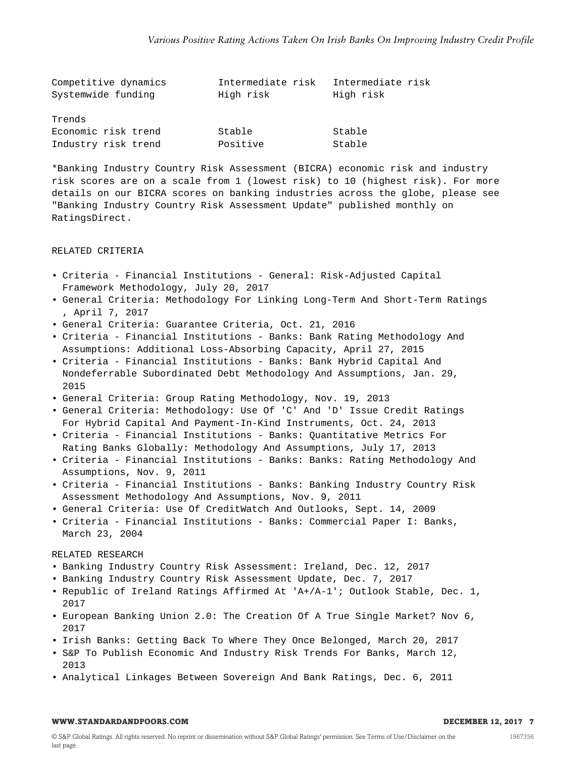| | | |
|---|---|---|
| Competitive dynamics | Intermediate risk | Intermediate risk |
| Systemwide funding | High risk | High risk |
| | | |
| Trends | | |
| Economic risk trend | Stable | Stable |
| Industry risk trend | Positive | Stable |

*Banking Industry Country Risk Assessment (BICRA) economic risk and industry risk scores are on a scale from 1 (lowest risk) to 10 (highest risk). For more details on our BICRA scores on banking industries across the globe, please see "Banking Industry Country Risk Assessment Update" published monthly on RatingsDirect.

RELATED CRITERIA

- Criteria - Financial Institutions - General: Risk-Adjusted Capital Framework Methodology, July 20, 2017
- General Criteria: Methodology For Linking Long-Term And Short-Term Ratings , April 7, 2017
- General Criteria: Guarantee Criteria, Oct. 21, 2016
- Criteria - Financial Institutions - Banks: Bank Rating Methodology And Assumptions: Additional Loss-Absorbing Capacity, April 27, 2015
- Criteria - Financial Institutions - Banks: Bank Hybrid Capital And Nondeferrable Subordinated Debt Methodology And Assumptions, Jan. 29, 2015
- General Criteria: Group Rating Methodology, Nov. 19, 2013
- General Criteria: Methodology: Use Of 'C' And 'D' Issue Credit Ratings For Hybrid Capital And Payment-In-Kind Instruments, Oct. 24, 2013
- Criteria - Financial Institutions - Banks: Quantitative Metrics For Rating Banks Globally: Methodology And Assumptions, July 17, 2013
- Criteria - Financial Institutions - Banks: Banks: Rating Methodology And Assumptions, Nov. 9, 2011
- Criteria - Financial Institutions - Banks: Banking Industry Country Risk Assessment Methodology And Assumptions, Nov. 9, 2011
- General Criteria: Use Of CreditWatch And Outlooks, Sept. 14, 2009
- Criteria - Financial Institutions - Banks: Commercial Paper I: Banks, March 23, 2004

RELATED RESEARCH

- Banking Industry Country Risk Assessment: Ireland, Dec. 12, 2017
- Banking Industry Country Risk Assessment Update, Dec. 7, 2017
- Republic of Ireland Ratings Affirmed At 'A+/A-1'; Outlook Stable, Dec. 1, 2017
- European Banking Union 2.0: The Creation Of A True Single Market? Nov 6, 2017
- Irish Banks: Getting Back To Where They Once Belonged, March 20, 2017
- S&P To Publish Economic And Industry Risk Trends For Banks, March 12, 2013
- Analytical Linkages Between Sovereign And Bank Ratings, Dec. 6, 2011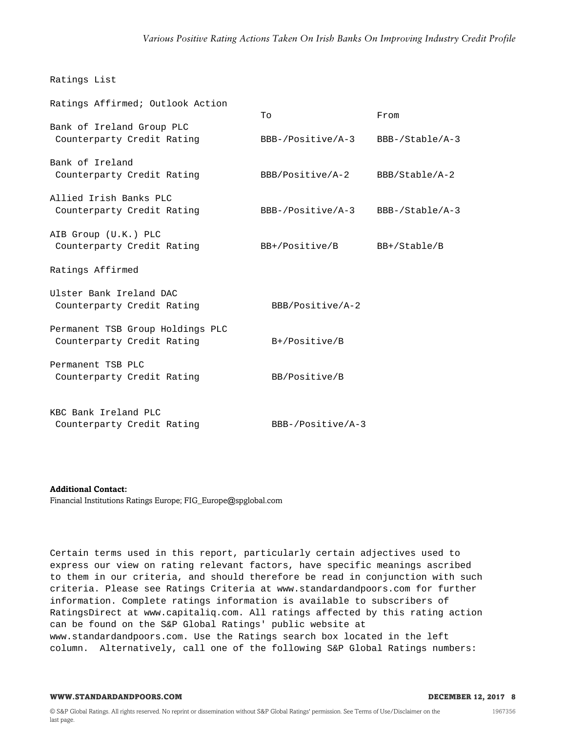Ratings List

| Ratings Affirmed; Outlook Action | To | From |
| --- | --- | --- |
| Bank of Ireland Group PLC | | |
| Counterparty Credit Rating | BBB-/Positive/A-3 | BBB-/Stable/A-3 |
| Bank of Ireland | | |
| Counterparty Credit Rating | BBB/Positive/A-2 | BBB/Stable/A-2 |
| Allied Irish Banks PLC | | |
| Counterparty Credit Rating | BBB-/Positive/A-3 | BBB-/Stable/A-3 |
| AIB Group (U.K.) PLC | | |
| Counterparty Credit Rating | BB+/Positive/B | BB+/Stable/B |

| Ratings Affirmed | |
| --- | --- |
| Ulster Bank Ireland DAC | |
| Counterparty Credit Rating | BBB/Positive/A-2 |
| Permanent TSB Group Holdings PLC | |
| Counterparty Credit Rating | B+/Positive/B |
| Permanent TSB PLC | |
| Counterparty Credit Rating | BB/Positive/B |
| KBC Bank Ireland PLC | |
| Counterparty Credit Rating | BBB-/Positive/A-3 |

**Additional Contact:**
Financial Institutions Ratings Europe; FIG_Europe@spglobal.com

Certain terms used in this report, particularly certain adjectives used to express our view on rating relevant factors, have specific meanings ascribed to them in our criteria, and should therefore be read in conjunction with such criteria. Please see Ratings Criteria at www.standardandpoors.com for further information. Complete ratings information is available to subscribers of RatingsDirect at www.capitaliq.com. All ratings affected by this rating action can be found on the S&P Global Ratings' public website at www.standardandpoors.com. Use the Ratings search box located in the left column. Alternatively, call one of the following S&P Global Ratings numbers: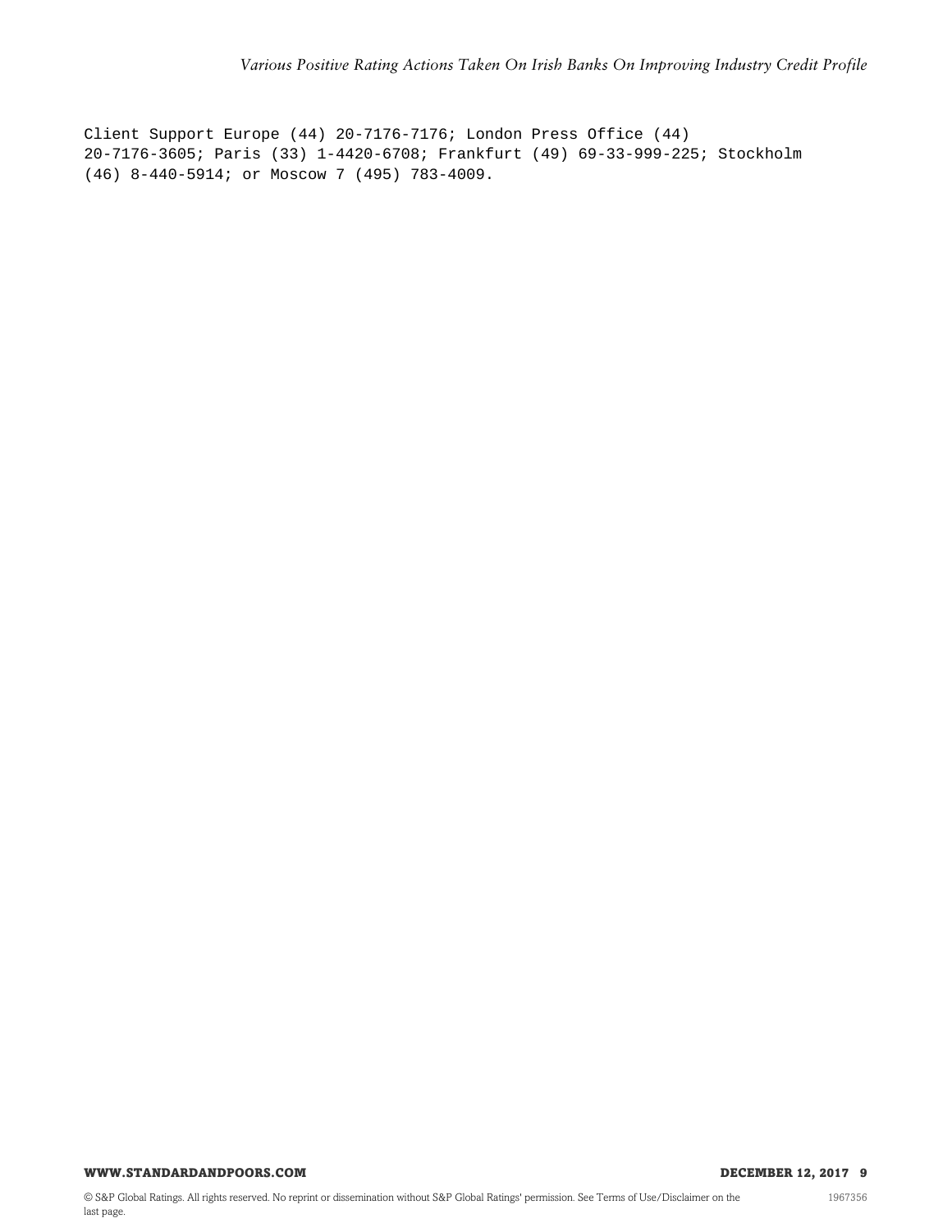Client Support Europe (44) 20-7176-7176; London Press Office (44) 20-7176-3605; Paris (33) 1-4420-6708; Frankfurt (49) 69-33-999-225; Stockholm (46) 8-440-5914; or Moscow 7 (495) 783-4009.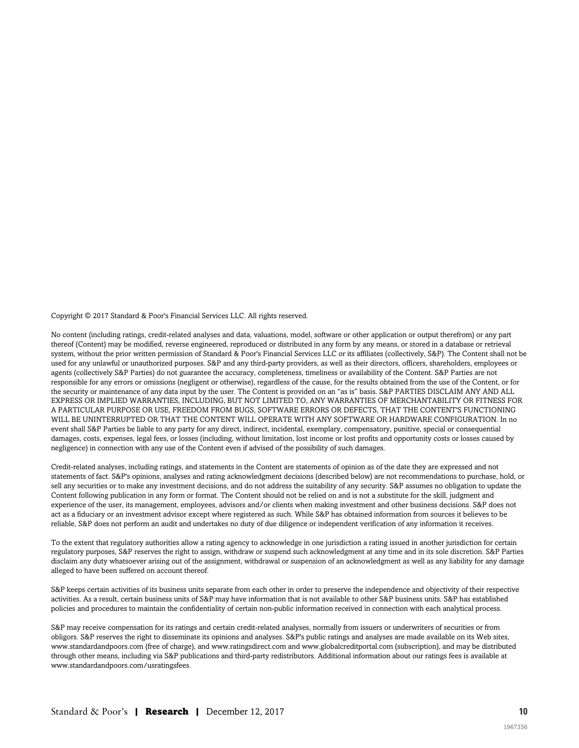Copyright © 2017 Standard & Poor's Financial Services LLC. All rights reserved.

No content (including ratings, credit-related analyses and data, valuations, model, software or other application or output therefrom) or any part thereof (Content) may be modified, reverse engineered, reproduced or distributed in any form by any means, or stored in a database or retrieval system, without the prior written permission of Standard & Poor's Financial Services LLC or its affiliates (collectively, S&P). The Content shall not be used for any unlawful or unauthorized purposes. S&P and any third-party providers, as well as their directors, officers, shareholders, employees or agents (collectively S&P Parties) do not guarantee the accuracy, completeness, timeliness or availability of the Content. S&P Parties are not responsible for any errors or omissions (negligent or otherwise), regardless of the cause, for the results obtained from the use of the Content, or for the security or maintenance of any data input by the user. The Content is provided on an "as is" basis. S&P PARTIES DISCLAIM ANY AND ALL EXPRESS OR IMPLIED WARRANTIES, INCLUDING, BUT NOT LIMITED TO, ANY WARRANTIES OF MERCHANTABILITY OR FITNESS FOR A PARTICULAR PURPOSE OR USE, FREEDOM FROM BUGS, SOFTWARE ERRORS OR DEFECTS, THAT THE CONTENT'S FUNCTIONING WILL BE UNINTERRUPTED OR THAT THE CONTENT WILL OPERATE WITH ANY SOFTWARE OR HARDWARE CONFIGURATION. In no event shall S&P Parties be liable to any party for any direct, indirect, incidental, exemplary, compensatory, punitive, special or consequential damages, costs, expenses, legal fees, or losses (including, without limitation, lost income or lost profits and opportunity costs or losses caused by negligence) in connection with any use of the Content even if advised of the possibility of such damages.

Credit-related analyses, including ratings, and statements in the Content are statements of opinion as of the date they are expressed and not statements of fact. S&P's opinions, analyses and rating acknowledgment decisions (described below) are not recommendations to purchase, hold, or sell any securities or to make any investment decisions, and do not address the suitability of any security. S&P assumes no obligation to update the Content following publication in any form or format. The Content should not be relied on and is not a substitute for the skill, judgment and experience of the user, its management, employees, advisors and/or clients when making investment and other business decisions. S&P does not act as a fiduciary or an investment advisor except where registered as such. While S&P has obtained information from sources it believes to be reliable, S&P does not perform an audit and undertakes no duty of due diligence or independent verification of any information it receives.

To the extent that regulatory authorities allow a rating agency to acknowledge in one jurisdiction a rating issued in another jurisdiction for certain regulatory purposes, S&P reserves the right to assign, withdraw or suspend such acknowledgment at any time and in its sole discretion. S&P Parties disclaim any duty whatsoever arising out of the assignment, withdrawal or suspension of an acknowledgment as well as any liability for any damage alleged to have been suffered on account thereof.

S&P keeps certain activities of its business units separate from each other in order to preserve the independence and objectivity of their respective activities. As a result, certain business units of S&P may have information that is not available to other S&P business units. S&P has established policies and procedures to maintain the confidentiality of certain non-public information received in connection with each analytical process.

S&P may receive compensation for its ratings and certain credit-related analyses, normally from issuers or underwriters of securities or from obligors. S&P reserves the right to disseminate its opinions and analyses. S&P's public ratings and analyses are made available on its Web sites, www.standardandpoors.com (free of charge), and www.ratingsdirect.com and www.globalcreditportal.com (subscription), and may be distributed through other means, including via S&P publications and third-party redistributors. Additional information about our ratings fees is available at www.standardandpoors.com/usratingsfees.